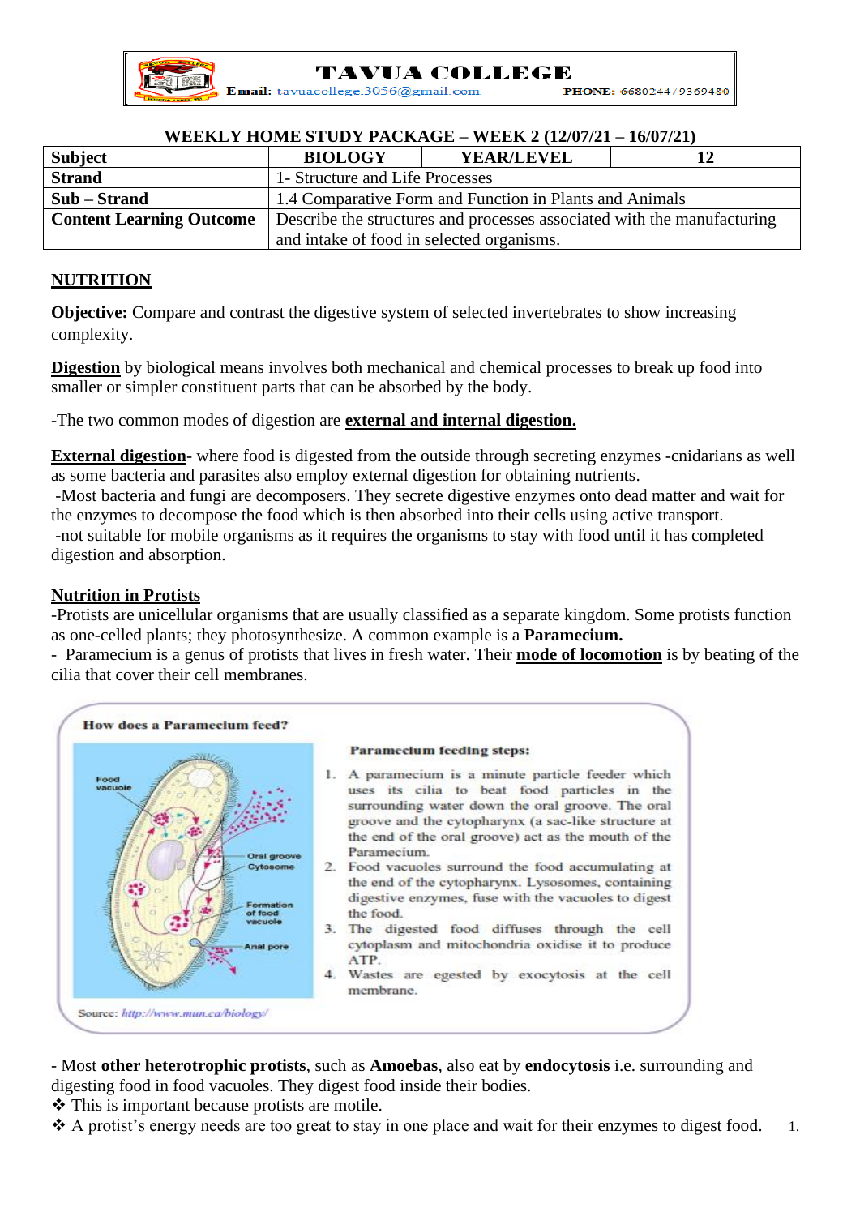**TAVUA COLLEGE**

**Email:** tavuacollege.3056@gmail.com **PHONE:** 6680244 / 9369480

**WEEKLY HOME STUDY PACKAGE – WEEK 2 (12/07/21 – 16/07/21)**

| **Subject** | **BIOLOGY** | **YEAR/LEVEL** | **12** |
|---|---|---|---|
| **Strand** | 1- Structure and Life Processes | | |
| **Sub – Strand** | 1.4 Comparative Form and Function in Plants and Animals | | |
| **Content Learning Outcome** | Describe the structures and processes associated with the manufacturing and intake of food in selected organisms. | | |

## NUTRITION

**Objective:** Compare and contrast the digestive system of selected invertebrates to show increasing complexity.

**Digestion** by biological means involves both mechanical and chemical processes to break up food into smaller or simpler constituent parts that can be absorbed by the body.

-The two common modes of digestion are **external and internal digestion.**

**External digestion**- where food is digested from the outside through secreting enzymes -cnidarians as well as some bacteria and parasites also employ external digestion for obtaining nutrients.
-Most bacteria and fungi are decomposers. They secrete digestive enzymes onto dead matter and wait for the enzymes to decompose the food which is then absorbed into their cells using active transport.
-not suitable for mobile organisms as it requires the organisms to stay with food until it has completed digestion and absorption.

### Nutrition in Protists

-Protists are unicellular organisms that are usually classified as a separate kingdom. Some protists function as one-celled plants; they photosynthesize. A common example is a **Paramecium.**
- Paramecium is a genus of protists that lives in fresh water. Their **mode of locomotion** is by beating of the cilia that cover their cell membranes.

**How does a Paramecium feed?**

Food vacuole; Oral groove; Cytosome; Formation of food vacuole; Anal pore

**Paramecium feeding steps:**

1. A paramecium is a minute particle feeder which uses its cilia to beat food particles in the surrounding water down the oral groove. The oral groove and the cytopharynx (a sac-like structure at the end of the oral groove) act as the mouth of the Paramecium.
2. Food vacuoles surround the food accumulating at the end of the cytopharynx. Lysosomes, containing digestive enzymes, fuse with the vacuoles to digest the food.
3. The digested food diffuses through the cell cytoplasm and mitochondria oxidise it to produce ATP.
4. Wastes are egested by exocytosis at the cell membrane.

Source: http://www.mun.ca/biology/

- Most **other heterotrophic protists**, such as **Amoebas**, also eat by **endocytosis** i.e. surrounding and digesting food in food vacuoles. They digest food inside their bodies.
- ❖ This is important because protists are motile.
- ❖ A protist's energy needs are too great to stay in one place and wait for their enzymes to digest food.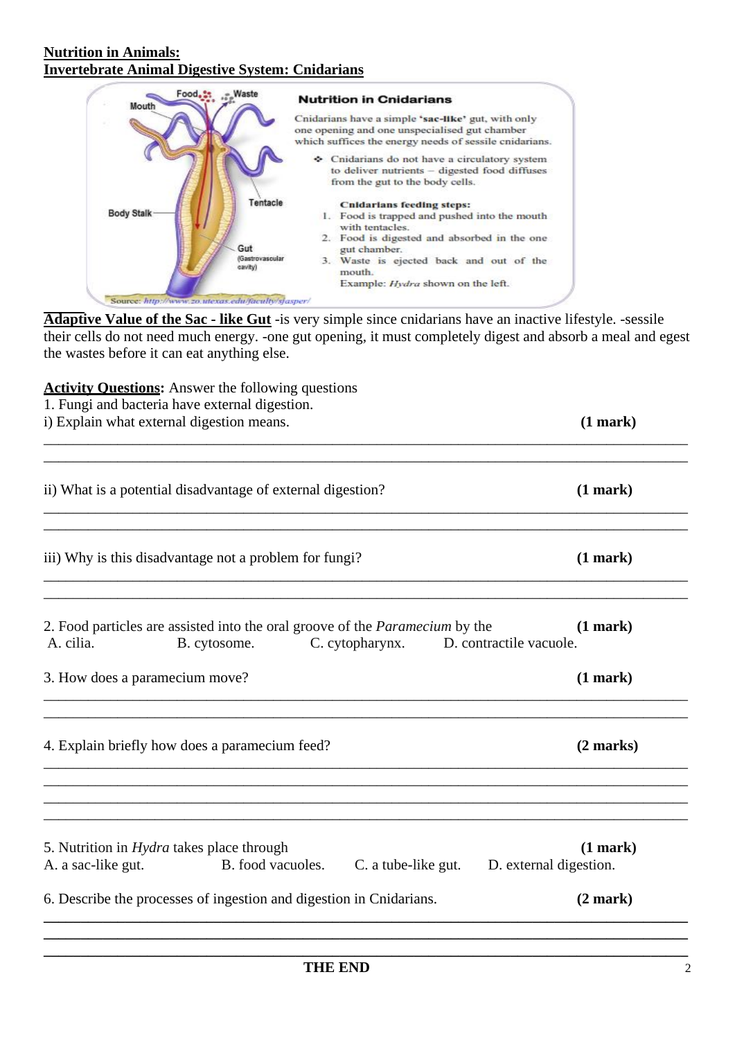**Nutrition in Animals:**
**Invertebrate Animal Digestive System: Cnidarians**

Food, Waste
Mouth
Tentacle
Body Stalk
Gut (Gastrovascular cavity)

**Nutrition in Cnidarians**

Cnidarians have a simple **'sac-like'** gut, with only one opening and one unspecialised gut chamber which suffices the energy needs of sessile cnidarians.

- Cnidarians do not have a circulatory system to deliver nutrients – digested food diffuses from the gut to the body cells.

**Cnidarians feeding steps:**

1. Food is trapped and pushed into the mouth with tentacles.
2. Food is digested and absorbed in the one gut chamber.
3. Waste is ejected back and out of the mouth.

Example: *Hydra* shown on the left.

Source: http://www.zo.utexas.edu/faculty/sjasper/

**Adaptive Value of the Sac - like Gut** -is very simple since cnidarians have an inactive lifestyle. -sessile their cells do not need much energy. -one gut opening, it must completely digest and absorb a meal and egest the wastes before it can eat anything else.

**Activity Questions:** Answer the following questions

1. Fungi and bacteria have external digestion.

i) Explain what external digestion means. **(1 mark)**

______________________________________________________________________________

______________________________________________________________________________

ii) What is a potential disadvantage of external digestion? **(1 mark)**

______________________________________________________________________________

______________________________________________________________________________

iii) Why is this disadvantage not a problem for fungi? **(1 mark)**

______________________________________________________________________________

______________________________________________________________________________

2. Food particles are assisted into the oral groove of the *Paramecium* by the **(1 mark)**

A. cilia. B. cytosome. C. cytopharynx. D. contractile vacuole.

3. How does a paramecium move? **(1 mark)**

______________________________________________________________________________

______________________________________________________________________________

4. Explain briefly how does a paramecium feed? **(2 marks)**

______________________________________________________________________________

______________________________________________________________________________

______________________________________________________________________________

______________________________________________________________________________

5. Nutrition in *Hydra* takes place through **(1 mark)**

A. a sac-like gut. B. food vacuoles. C. a tube-like gut. D. external digestion.

6. Describe the processes of ingestion and digestion in Cnidarians. **(2 mark)**

______________________________________________________________________________

______________________________________________________________________________

______________________________________________________________________________

**THE END**